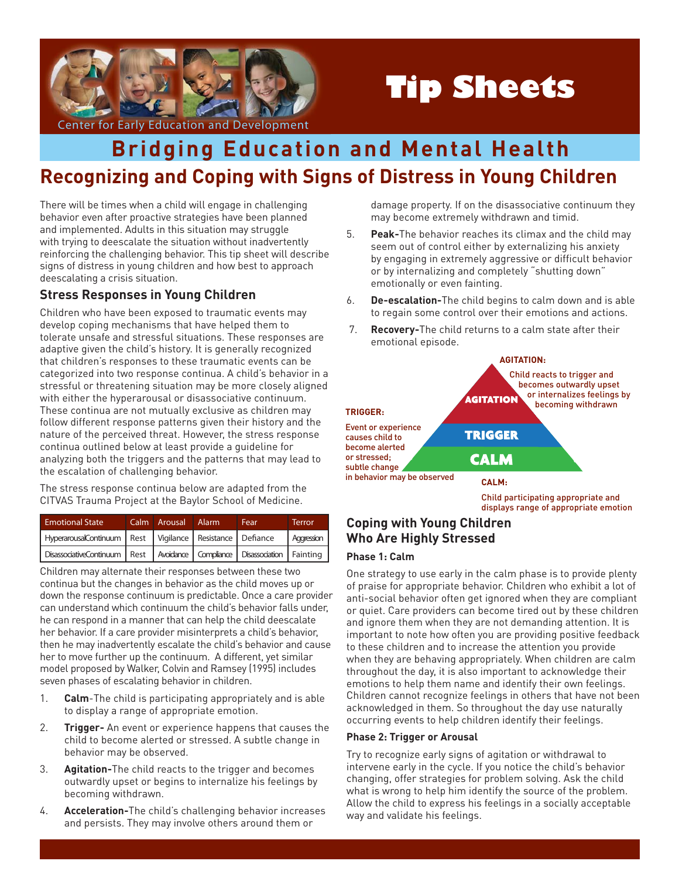# Tip Sheets

Center for Early Education and Development

## Bridging Education and Mental Health

## Recognizing and Coping with Signs of Distress in Young Children

There will be times when a child will engage in challenging behavior even after proactive strategies have been planned and implemented. Adults in this situation may struggle with trying to deescalate the situation without inadvertently reinforcing the challenging behavior. This tip sheet will describe signs of distress in young children and how best to approach deescalating a crisis situation.

### Stress Responses in Young Children

Children who have been exposed to traumatic events may develop coping mechanisms that have helped them to tolerate unsafe and stressful situations. These responses are adaptive given the child's history. It is generally recognized that children's responses to these traumatic events can be categorized into two response continua. A child's behavior in a stressful or threatening situation may be more closely aligned with either the hyperarousal or disassociative continuum. These continua are not mutually exclusive as children may follow different response patterns given their history and the nature of the perceived threat. However, the stress response continua outlined below at least provide a guideline for analyzing both the triggers and the patterns that may lead to the escalation of challenging behavior.

The stress response continua below are adapted from the CITVAS Trauma Project at the Baylor School of Medicine.

| Emotional State | Calm | Arousal | Alarm | Fear | Terror |
|---|---|---|---|---|---|
| HyperarousalContinuum | Rest | Vigilance | Resistance | Defiance | Aggression |
| DisassociativeContinuum | Rest | Avoidance | Compliance | Disassociation | Fainting |

Children may alternate their responses between these two continua but the changes in behavior as the child moves up or down the response continuum is predictable. Once a care provider can understand which continuum the child's behavior falls under, he can respond in a manner that can help the child deescalate her behavior. If a care provider misinterprets a child's behavior, then he may inadvertently escalate the child's behavior and cause her to move further up the continuum. A different, yet similar model proposed by Walker, Colvin and Ramsey (1995) includes seven phases of escalating behavior in children.

1. **Calm**-The child is participating appropriately and is able to display a range of appropriate emotion.
2. **Trigger-** An event or experience happens that causes the child to become alerted or stressed. A subtle change in behavior may be observed.
3. **Agitation-**The child reacts to the trigger and becomes outwardly upset or begins to internalize his feelings by becoming withdrawn.
4. **Acceleration-**The child's challenging behavior increases and persists. They may involve others around them or damage property. If on the disassociative continuum they may become extremely withdrawn and timid.
5. **Peak-**The behavior reaches its climax and the child may seem out of control either by externalizing his anxiety by engaging in extremely aggressive or difficult behavior or by internalizing and completely "shutting down" emotionally or even fainting.
6. **De-escalation-**The child begins to calm down and is able to regain some control over their emotions and actions.
7. **Recovery-**The child returns to a calm state after their emotional episode.

**AGITATION:** Child reacts to trigger and becomes outwardly upset or internalizes feelings by becoming withdrawn

**TRIGGER:** Event or experience causes child to become alerted or stressed; subtle change in behavior may be observed

**CALM:** Child participating appropriate and displays range of appropriate emotion

### Coping with Young Children Who Are Highly Stressed

#### Phase 1: Calm

One strategy to use early in the calm phase is to provide plenty of praise for appropriate behavior. Children who exhibit a lot of anti-social behavior often get ignored when they are compliant or quiet. Care providers can become tired out by these children and ignore them when they are not demanding attention. It is important to note how often you are providing positive feedback to these children and to increase the attention you provide when they are behaving appropriately. When children are calm throughout the day, it is also important to acknowledge their emotions to help them name and identify their own feelings. Children cannot recognize feelings in others that have not been acknowledged in them. So throughout the day use naturally occurring events to help children identify their feelings.

#### Phase 2: Trigger or Arousal

Try to recognize early signs of agitation or withdrawal to intervene early in the cycle. If you notice the child's behavior changing, offer strategies for problem solving. Ask the child what is wrong to help him identify the source of the problem. Allow the child to express his feelings in a socially acceptable way and validate his feelings.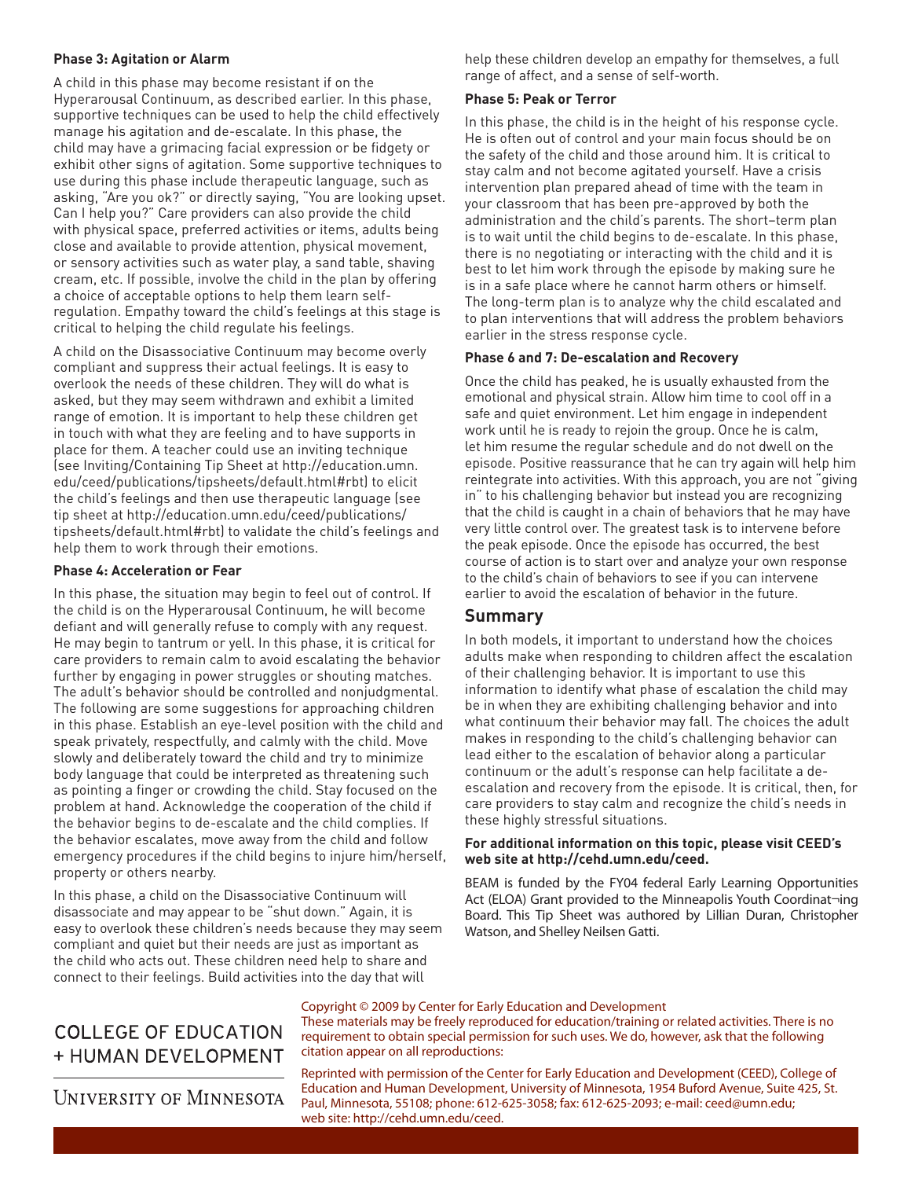#### Phase 3: Agitation or Alarm

A child in this phase may become resistant if on the Hyperarousal Continuum, as described earlier. In this phase, supportive techniques can be used to help the child effectively manage his agitation and de-escalate. In this phase, the child may have a grimacing facial expression or be fidgety or exhibit other signs of agitation. Some supportive techniques to use during this phase include therapeutic language, such as asking, "Are you ok?" or directly saying, "You are looking upset. Can I help you?" Care providers can also provide the child with physical space, preferred activities or items, adults being close and available to provide attention, physical movement, or sensory activities such as water play, a sand table, shaving cream, etc. If possible, involve the child in the plan by offering a choice of acceptable options to help them learn self-regulation. Empathy toward the child's feelings at this stage is critical to helping the child regulate his feelings.

A child on the Disassociative Continuum may become overly compliant and suppress their actual feelings. It is easy to overlook the needs of these children. They will do what is asked, but they may seem withdrawn and exhibit a limited range of emotion. It is important to help these children get in touch with what they are feeling and to have supports in place for them. A teacher could use an inviting technique (see Inviting/Containing Tip Sheet at http://education.umn.edu/ceed/publications/tipsheets/default.html#rbt) to elicit the child's feelings and then use therapeutic language (see tip sheet at http://education.umn.edu/ceed/publications/tipsheets/default.html#rbt) to validate the child's feelings and help them to work through their emotions.

#### Phase 4: Acceleration or Fear

In this phase, the situation may begin to feel out of control. If the child is on the Hyperarousal Continuum, he will become defiant and will generally refuse to comply with any request. He may begin to tantrum or yell. In this phase, it is critical for care providers to remain calm to avoid escalating the behavior further by engaging in power struggles or shouting matches. The adult's behavior should be controlled and nonjudgmental. The following are some suggestions for approaching children in this phase. Establish an eye-level position with the child and speak privately, respectfully, and calmly with the child. Move slowly and deliberately toward the child and try to minimize body language that could be interpreted as threatening such as pointing a finger or crowding the child. Stay focused on the problem at hand. Acknowledge the cooperation of the child if the behavior begins to de-escalate and the child complies. If the behavior escalates, move away from the child and follow emergency procedures if the child begins to injure him/herself, property or others nearby.

In this phase, a child on the Disassociative Continuum will disassociate and may appear to be "shut down." Again, it is easy to overlook these children's needs because they may seem compliant and quiet but their needs are just as important as the child who acts out. These children need help to share and connect to their feelings. Build activities into the day that will help these children develop an empathy for themselves, a full range of affect, and a sense of self-worth.

#### Phase 5: Peak or Terror

In this phase, the child is in the height of his response cycle. He is often out of control and your main focus should be on the safety of the child and those around him. It is critical to stay calm and not become agitated yourself. Have a crisis intervention plan prepared ahead of time with the team in your classroom that has been pre-approved by both the administration and the child's parents. The short–term plan is to wait until the child begins to de-escalate. In this phase, there is no negotiating or interacting with the child and it is best to let him work through the episode by making sure he is in a safe place where he cannot harm others or himself. The long-term plan is to analyze why the child escalated and to plan interventions that will address the problem behaviors earlier in the stress response cycle.

#### Phase 6 and 7: De-escalation and Recovery

Once the child has peaked, he is usually exhausted from the emotional and physical strain. Allow him time to cool off in a safe and quiet environment. Let him engage in independent work until he is ready to rejoin the group. Once he is calm, let him resume the regular schedule and do not dwell on the episode. Positive reassurance that he can try again will help him reintegrate into activities. With this approach, you are not "giving in" to his challenging behavior but instead you are recognizing that the child is caught in a chain of behaviors that he may have very little control over. The greatest task is to intervene before the peak episode. Once the episode has occurred, the best course of action is to start over and analyze your own response to the child's chain of behaviors to see if you can intervene earlier to avoid the escalation of behavior in the future.

## Summary

In both models, it important to understand how the choices adults make when responding to children affect the escalation of their challenging behavior. It is important to use this information to identify what phase of escalation the child may be in when they are exhibiting challenging behavior and into what continuum their behavior may fall. The choices the adult makes in responding to the child's challenging behavior can lead either to the escalation of behavior along a particular continuum or the adult's response can help facilitate a de-escalation and recovery from the episode. It is critical, then, for care providers to stay calm and recognize the child's needs in these highly stressful situations.

**For additional information on this topic, please visit CEED's web site at http://cehd.umn.edu/ceed.**

BEAM is funded by the FY04 federal Early Learning Opportunities Act (ELOA) Grant provided to the Minneapolis Youth Coordinat¬ing Board. This Tip Sheet was authored by Lillian Duran, Christopher Watson, and Shelley Neilsen Gatti.

COLLEGE OF EDUCATION + HUMAN DEVELOPMENT

UNIVERSITY OF MINNESOTA

Copyright © 2009 by Center for Early Education and Development
These materials may be freely reproduced for education/training or related activities. There is no requirement to obtain special permission for such uses. We do, however, ask that the following citation appear on all reproductions:

Reprinted with permission of the Center for Early Education and Development (CEED), College of Education and Human Development, University of Minnesota, 1954 Buford Avenue, Suite 425, St. Paul, Minnesota, 55108; phone: 612-625-3058; fax: 612-625-2093; e-mail: ceed@umn.edu; web site: http://cehd.umn.edu/ceed.